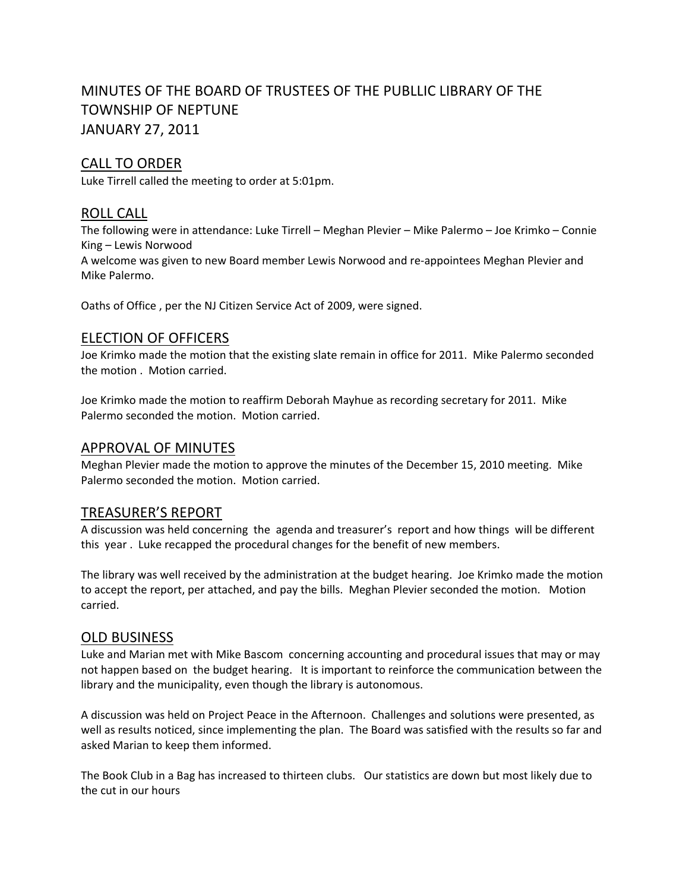# MINUTES OF THE BOARD OF TRUSTEES OF THE PUBLLIC LIBRARY OF THE TOWNSHIP OF NEPTUNE
# JANUARY 27, 2011

## CALL TO ORDER

Luke Tirrell called the meeting to order at 5:01pm.

## ROLL CALL

The following were in attendance: Luke Tirrell – Meghan Plevier – Mike Palermo – Joe Krimko – Connie King – Lewis Norwood

A welcome was given to new Board member Lewis Norwood and re-appointees Meghan Plevier and Mike Palermo.

Oaths of Office , per the NJ Citizen Service Act of 2009, were signed.

## ELECTION OF OFFICERS

Joe Krimko made the motion that the existing slate remain in office for 2011. Mike Palermo seconded the motion . Motion carried.

Joe Krimko made the motion to reaffirm Deborah Mayhue as recording secretary for 2011. Mike Palermo seconded the motion. Motion carried.

## APPROVAL OF MINUTES

Meghan Plevier made the motion to approve the minutes of the December 15, 2010 meeting. Mike Palermo seconded the motion. Motion carried.

## TREASURER'S REPORT

A discussion was held concerning the agenda and treasurer's report and how things will be different this year . Luke recapped the procedural changes for the benefit of new members.

The library was well received by the administration at the budget hearing. Joe Krimko made the motion to accept the report, per attached, and pay the bills. Meghan Plevier seconded the motion. Motion carried.

## OLD BUSINESS

Luke and Marian met with Mike Bascom concerning accounting and procedural issues that may or may not happen based on the budget hearing. It is important to reinforce the communication between the library and the municipality, even though the library is autonomous.

A discussion was held on Project Peace in the Afternoon. Challenges and solutions were presented, as well as results noticed, since implementing the plan. The Board was satisfied with the results so far and asked Marian to keep them informed.

The Book Club in a Bag has increased to thirteen clubs. Our statistics are down but most likely due to the cut in our hours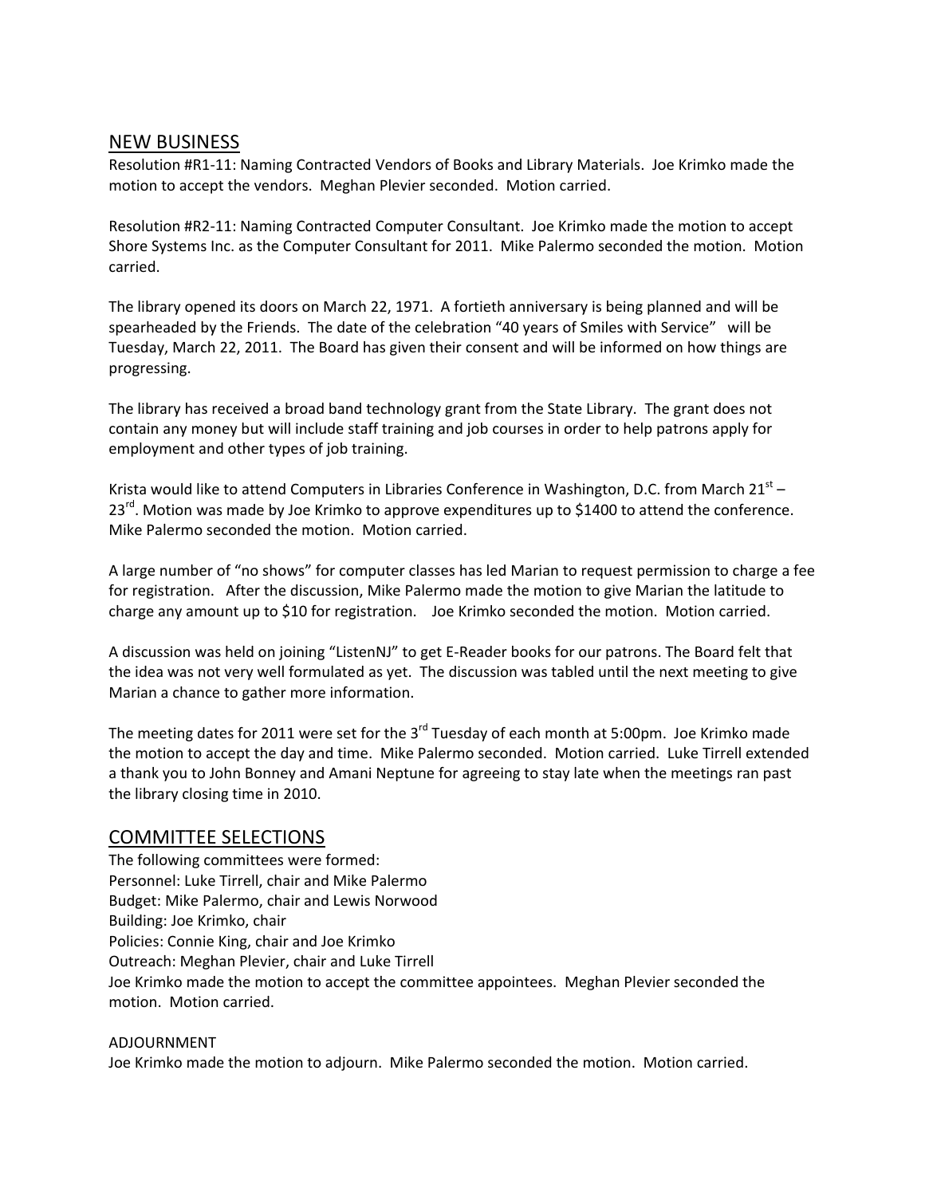## NEW BUSINESS

Resolution #R1-11: Naming Contracted Vendors of Books and Library Materials. Joe Krimko made the motion to accept the vendors. Meghan Plevier seconded. Motion carried.

Resolution #R2-11: Naming Contracted Computer Consultant. Joe Krimko made the motion to accept Shore Systems Inc. as the Computer Consultant for 2011. Mike Palermo seconded the motion. Motion carried.

The library opened its doors on March 22, 1971. A fortieth anniversary is being planned and will be spearheaded by the Friends. The date of the celebration "40 years of Smiles with Service" will be Tuesday, March 22, 2011. The Board has given their consent and will be informed on how things are progressing.

The library has received a broad band technology grant from the State Library. The grant does not contain any money but will include staff training and job courses in order to help patrons apply for employment and other types of job training.

Krista would like to attend Computers in Libraries Conference in Washington, D.C. from March 21st – 23rd. Motion was made by Joe Krimko to approve expenditures up to $1400 to attend the conference. Mike Palermo seconded the motion. Motion carried.

A large number of "no shows" for computer classes has led Marian to request permission to charge a fee for registration. After the discussion, Mike Palermo made the motion to give Marian the latitude to charge any amount up to $10 for registration. Joe Krimko seconded the motion. Motion carried.

A discussion was held on joining "ListenNJ" to get E-Reader books for our patrons. The Board felt that the idea was not very well formulated as yet. The discussion was tabled until the next meeting to give Marian a chance to gather more information.

The meeting dates for 2011 were set for the 3rd Tuesday of each month at 5:00pm. Joe Krimko made the motion to accept the day and time. Mike Palermo seconded. Motion carried. Luke Tirrell extended a thank you to John Bonney and Amani Neptune for agreeing to stay late when the meetings ran past the library closing time in 2010.

## COMMITTEE SELECTIONS

The following committees were formed:
Personnel: Luke Tirrell, chair and Mike Palermo
Budget: Mike Palermo, chair and Lewis Norwood
Building: Joe Krimko, chair
Policies: Connie King, chair and Joe Krimko
Outreach: Meghan Plevier, chair and Luke Tirrell
Joe Krimko made the motion to accept the committee appointees. Meghan Plevier seconded the motion. Motion carried.

ADJOURNMENT

Joe Krimko made the motion to adjourn. Mike Palermo seconded the motion. Motion carried.